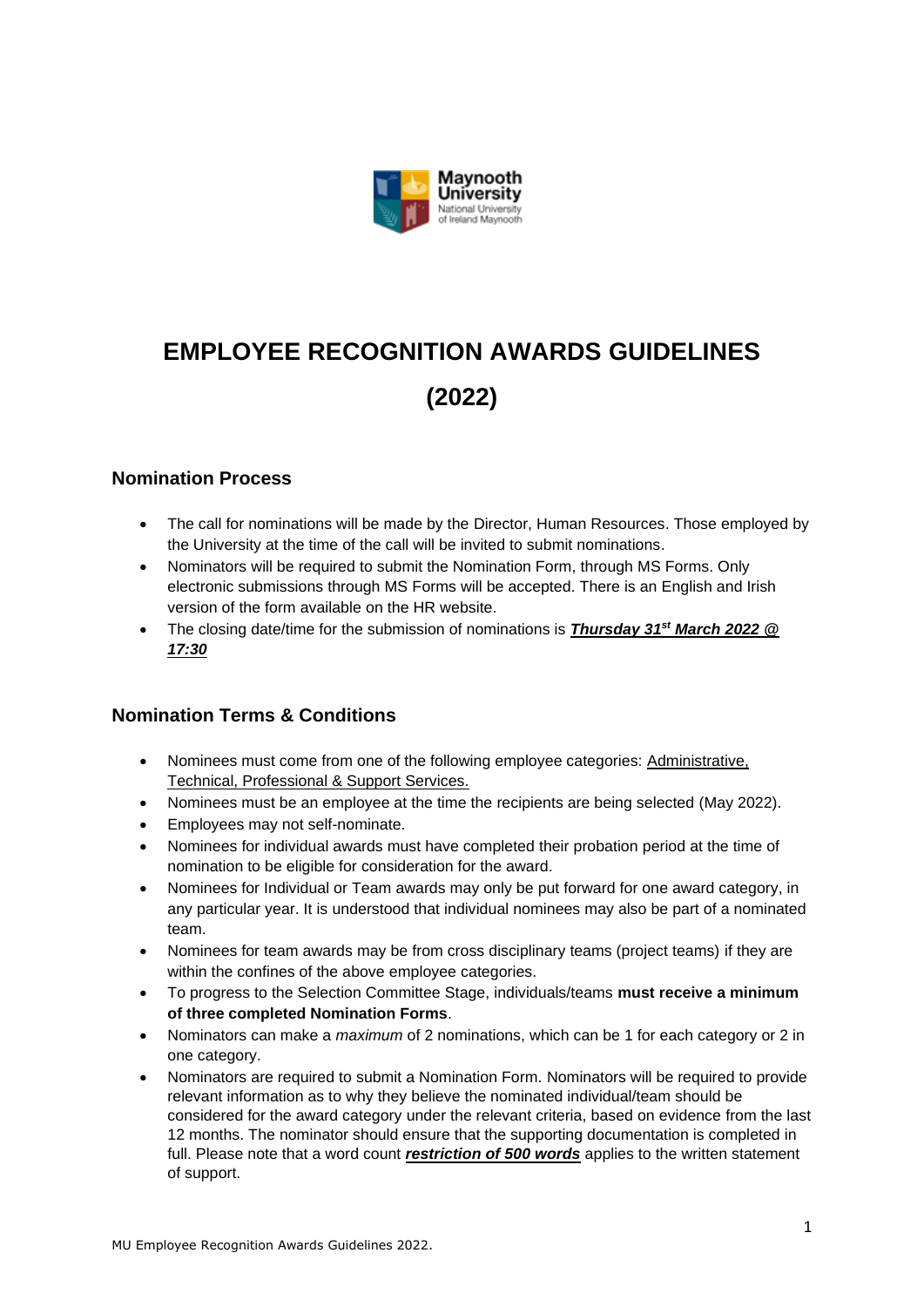# EMPLOYEE RECOGNITION AWARDS GUIDELINES (2022)

## Nomination Process

- The call for nominations will be made by the Director, Human Resources. Those employed by the University at the time of the call will be invited to submit nominations.
- Nominators will be required to submit the Nomination Form, through MS Forms. Only electronic submissions through MS Forms will be accepted. There is an English and Irish version of the form available on the HR website.
- The closing date/time for the submission of nominations is ***Thursday 31st March 2022 @ 17:30***

## Nomination Terms & Conditions

- Nominees must come from one of the following employee categories: Administrative, Technical, Professional & Support Services.
- Nominees must be an employee at the time the recipients are being selected (May 2022).
- Employees may not self-nominate.
- Nominees for individual awards must have completed their probation period at the time of nomination to be eligible for consideration for the award.
- Nominees for Individual or Team awards may only be put forward for one award category, in any particular year. It is understood that individual nominees may also be part of a nominated team.
- Nominees for team awards may be from cross disciplinary teams (project teams) if they are within the confines of the above employee categories.
- To progress to the Selection Committee Stage, individuals/teams **must receive a minimum of three completed Nomination Forms**.
- Nominators can make a *maximum* of 2 nominations, which can be 1 for each category or 2 in one category.
- Nominators are required to submit a Nomination Form. Nominators will be required to provide relevant information as to why they believe the nominated individual/team should be considered for the award category under the relevant criteria, based on evidence from the last 12 months. The nominator should ensure that the supporting documentation is completed in full. Please note that a word count ***restriction of 500 words*** applies to the written statement of support.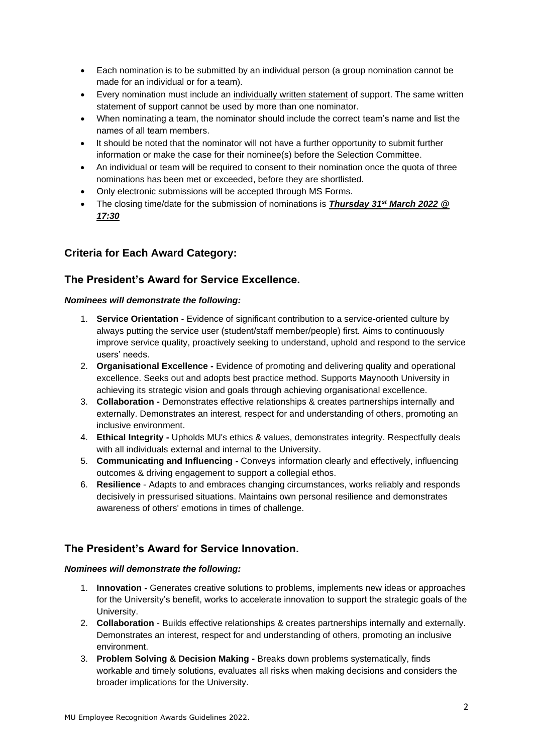- Each nomination is to be submitted by an individual person (a group nomination cannot be made for an individual or for a team).
- Every nomination must include an <u>individually written statement</u> of support. The same written statement of support cannot be used by more than one nominator.
- When nominating a team, the nominator should include the correct team's name and list the names of all team members.
- It should be noted that the nominator will not have a further opportunity to submit further information or make the case for their nominee(s) before the Selection Committee.
- An individual or team will be required to consent to their nomination once the quota of three nominations has been met or exceeded, before they are shortlisted.
- Only electronic submissions will be accepted through MS Forms.
- The closing time/date for the submission of nominations is ***<u>Thursday 31st March 2022 @ 17:30</u>***

## Criteria for Each Award Category:

## The President's Award for Service Excellence.

***Nominees will demonstrate the following:***

1. **Service Orientation** - Evidence of significant contribution to a service-oriented culture by always putting the service user (student/staff member/people) first. Aims to continuously improve service quality, proactively seeking to understand, uphold and respond to the service users' needs.
2. **Organisational Excellence -** Evidence of promoting and delivering quality and operational excellence. Seeks out and adopts best practice method. Supports Maynooth University in achieving its strategic vision and goals through achieving organisational excellence.
3. **Collaboration -** Demonstrates effective relationships & creates partnerships internally and externally. Demonstrates an interest, respect for and understanding of others, promoting an inclusive environment.
4. **Ethical Integrity -** Upholds MU's ethics & values, demonstrates integrity. Respectfully deals with all individuals external and internal to the University.
5. **Communicating and Influencing -** Conveys information clearly and effectively, influencing outcomes & driving engagement to support a collegial ethos.
6. **Resilience** - Adapts to and embraces changing circumstances, works reliably and responds decisively in pressurised situations. Maintains own personal resilience and demonstrates awareness of others' emotions in times of challenge.

## The President's Award for Service Innovation.

***Nominees will demonstrate the following:***

1. **Innovation -** Generates creative solutions to problems, implements new ideas or approaches for the University's benefit, works to accelerate innovation to support the strategic goals of the University.
2. **Collaboration** - Builds effective relationships & creates partnerships internally and externally. Demonstrates an interest, respect for and understanding of others, promoting an inclusive environment.
3. **Problem Solving & Decision Making -** Breaks down problems systematically, finds workable and timely solutions, evaluates all risks when making decisions and considers the broader implications for the University.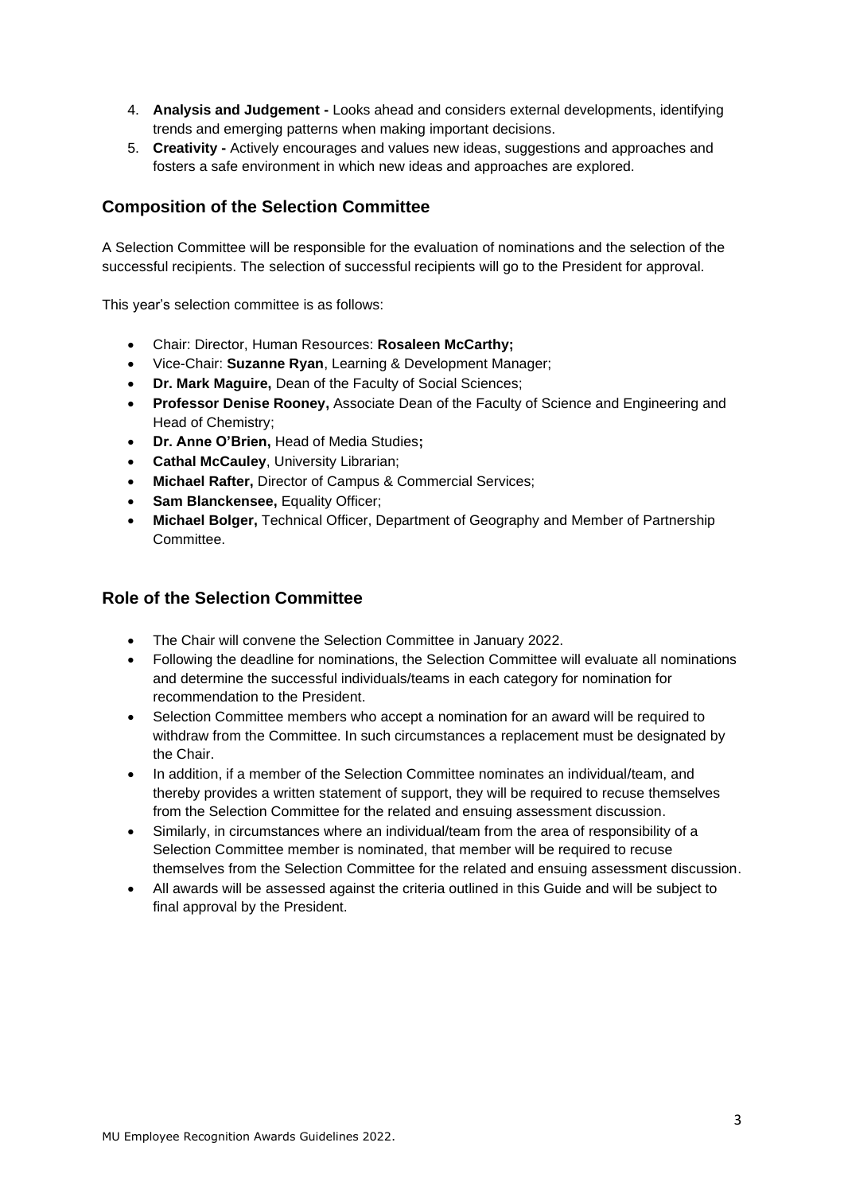4. **Analysis and Judgement -** Looks ahead and considers external developments, identifying trends and emerging patterns when making important decisions.
5. **Creativity -** Actively encourages and values new ideas, suggestions and approaches and fosters a safe environment in which new ideas and approaches are explored.

## Composition of the Selection Committee

A Selection Committee will be responsible for the evaluation of nominations and the selection of the successful recipients. The selection of successful recipients will go to the President for approval.

This year's selection committee is as follows:

- Chair: Director, Human Resources: **Rosaleen McCarthy;**
- Vice-Chair: **Suzanne Ryan**, Learning & Development Manager;
- **Dr. Mark Maguire,** Dean of the Faculty of Social Sciences;
- **Professor Denise Rooney,** Associate Dean of the Faculty of Science and Engineering and Head of Chemistry;
- **Dr. Anne O'Brien,** Head of Media Studies**;**
- **Cathal McCauley**, University Librarian;
- **Michael Rafter,** Director of Campus & Commercial Services;
- **Sam Blanckensee,** Equality Officer;
- **Michael Bolger,** Technical Officer, Department of Geography and Member of Partnership Committee.

## Role of the Selection Committee

- The Chair will convene the Selection Committee in January 2022.
- Following the deadline for nominations, the Selection Committee will evaluate all nominations and determine the successful individuals/teams in each category for nomination for recommendation to the President.
- Selection Committee members who accept a nomination for an award will be required to withdraw from the Committee. In such circumstances a replacement must be designated by the Chair.
- In addition, if a member of the Selection Committee nominates an individual/team, and thereby provides a written statement of support, they will be required to recuse themselves from the Selection Committee for the related and ensuing assessment discussion.
- Similarly, in circumstances where an individual/team from the area of responsibility of a Selection Committee member is nominated, that member will be required to recuse themselves from the Selection Committee for the related and ensuing assessment discussion.
- All awards will be assessed against the criteria outlined in this Guide and will be subject to final approval by the President.